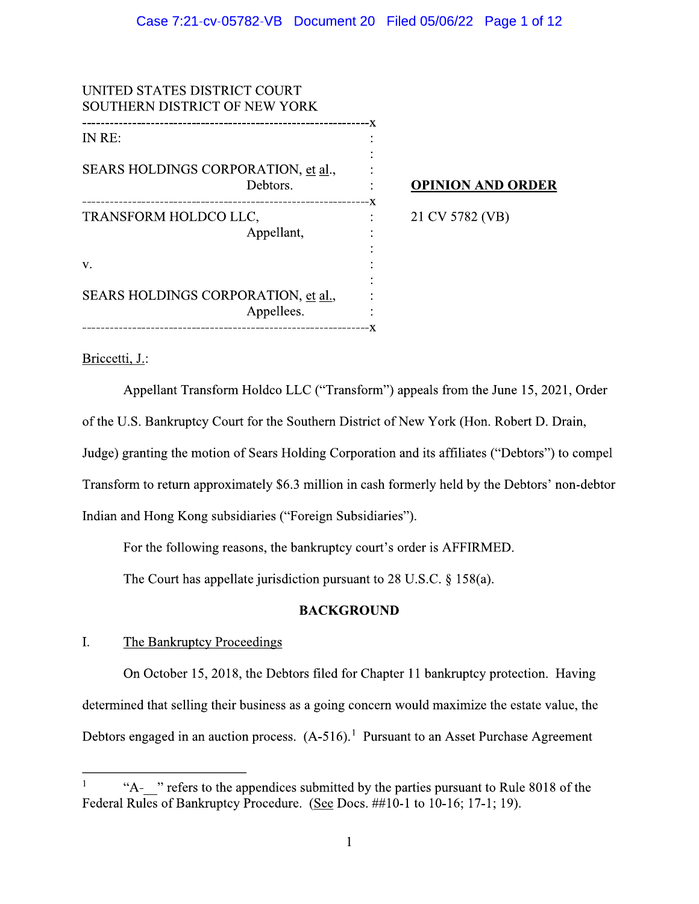UNITED STATES DISTRICT COURT
SOUTHERN DISTRICT OF NEW YORK

| | | |
|---|---|---|
| IN RE: | : | |
| | : | |
| SEARS HOLDINGS CORPORATION, et al., | : | |
| Debtors. | : | **OPINION AND ORDER** |
| TRANSFORM HOLDCO LLC, | : | 21 CV 5782 (VB) |
| Appellant, | : | |
| | : | |
| v. | : | |
| | : | |
| SEARS HOLDINGS CORPORATION, et al., | : | |
| Appellees. | : | |

Briccetti, J.:

Appellant Transform Holdco LLC ("Transform") appeals from the June 15, 2021, Order of the U.S. Bankruptcy Court for the Southern District of New York (Hon. Robert D. Drain, Judge) granting the motion of Sears Holding Corporation and its affiliates ("Debtors") to compel Transform to return approximately $6.3 million in cash formerly held by the Debtors' non-debtor Indian and Hong Kong subsidiaries ("Foreign Subsidiaries").

For the following reasons, the bankruptcy court's order is AFFIRMED.

The Court has appellate jurisdiction pursuant to 28 U.S.C. § 158(a).

## BACKGROUND

### I. The Bankruptcy Proceedings

On October 15, 2018, the Debtors filed for Chapter 11 bankruptcy protection. Having determined that selling their business as a going concern would maximize the estate value, the Debtors engaged in an auction process. (A-516).[1] Pursuant to an Asset Purchase Agreement

---

[1] "A-__" refers to the appendices submitted by the parties pursuant to Rule 8018 of the Federal Rules of Bankruptcy Procedure. (See Docs. ##10-1 to 10-16; 17-1; 19).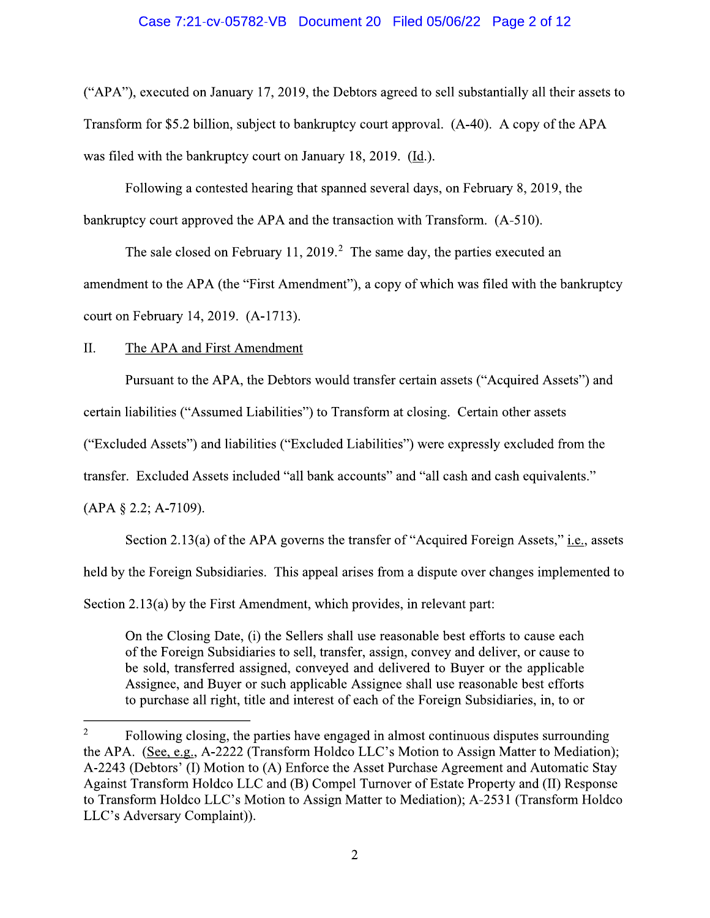("APA"), executed on January 17, 2019, the Debtors agreed to sell substantially all their assets to Transform for $5.2 billion, subject to bankruptcy court approval. (A-40). A copy of the APA was filed with the bankruptcy court on January 18, 2019. (Id.).

Following a contested hearing that spanned several days, on February 8, 2019, the bankruptcy court approved the APA and the transaction with Transform. (A-510).

The sale closed on February 11, 2019.[2] The same day, the parties executed an amendment to the APA (the "First Amendment"), a copy of which was filed with the bankruptcy court on February 14, 2019. (A-1713).

II. The APA and First Amendment

Pursuant to the APA, the Debtors would transfer certain assets ("Acquired Assets") and certain liabilities ("Assumed Liabilities") to Transform at closing. Certain other assets ("Excluded Assets") and liabilities ("Excluded Liabilities") were expressly excluded from the transfer. Excluded Assets included "all bank accounts" and "all cash and cash equivalents." (APA § 2.2; A-7109).

Section 2.13(a) of the APA governs the transfer of "Acquired Foreign Assets," i.e., assets held by the Foreign Subsidiaries. This appeal arises from a dispute over changes implemented to Section 2.13(a) by the First Amendment, which provides, in relevant part:

> On the Closing Date, (i) the Sellers shall use reasonable best efforts to cause each of the Foreign Subsidiaries to sell, transfer, assign, convey and deliver, or cause to be sold, transferred assigned, conveyed and delivered to Buyer or the applicable Assignee, and Buyer or such applicable Assignee shall use reasonable best efforts to purchase all right, title and interest of each of the Foreign Subsidiaries, in, to or

[2] Following closing, the parties have engaged in almost continuous disputes surrounding the APA. (See, e.g., A-2222 (Transform Holdco LLC's Motion to Assign Matter to Mediation); A-2243 (Debtors' (I) Motion to (A) Enforce the Asset Purchase Agreement and Automatic Stay Against Transform Holdco LLC and (B) Compel Turnover of Estate Property and (II) Response to Transform Holdco LLC's Motion to Assign Matter to Mediation); A-2531 (Transform Holdco LLC's Adversary Complaint)).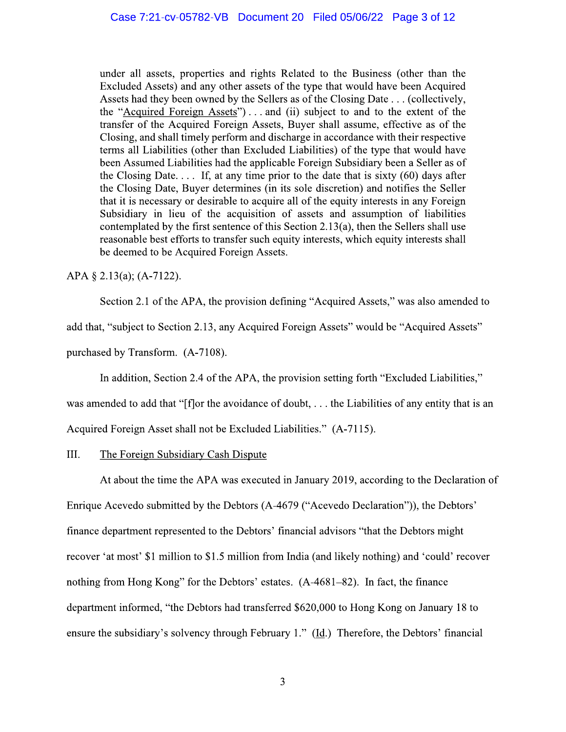> under all assets, properties and rights Related to the Business (other than the Excluded Assets) and any other assets of the type that would have been Acquired Assets had they been owned by the Sellers as of the Closing Date . . . (collectively, the "Acquired Foreign Assets") . . . and (ii) subject to and to the extent of the transfer of the Acquired Foreign Assets, Buyer shall assume, effective as of the Closing, and shall timely perform and discharge in accordance with their respective terms all Liabilities (other than Excluded Liabilities) of the type that would have been Assumed Liabilities had the applicable Foreign Subsidiary been a Seller as of the Closing Date. . . . If, at any time prior to the date that is sixty (60) days after the Closing Date, Buyer determines (in its sole discretion) and notifies the Seller that it is necessary or desirable to acquire all of the equity interests in any Foreign Subsidiary in lieu of the acquisition of assets and assumption of liabilities contemplated by the first sentence of this Section 2.13(a), then the Sellers shall use reasonable best efforts to transfer such equity interests, which equity interests shall be deemed to be Acquired Foreign Assets.

APA § 2.13(a); (A-7122).

Section 2.1 of the APA, the provision defining "Acquired Assets," was also amended to add that, "subject to Section 2.13, any Acquired Foreign Assets" would be "Acquired Assets" purchased by Transform. (A-7108).

In addition, Section 2.4 of the APA, the provision setting forth "Excluded Liabilities," was amended to add that "[f]or the avoidance of doubt, . . . the Liabilities of any entity that is an Acquired Foreign Asset shall not be Excluded Liabilities." (A-7115).

## III. The Foreign Subsidiary Cash Dispute

At about the time the APA was executed in January 2019, according to the Declaration of Enrique Acevedo submitted by the Debtors (A-4679 ("Acevedo Declaration")), the Debtors' finance department represented to the Debtors' financial advisors "that the Debtors might recover 'at most' $1 million to $1.5 million from India (and likely nothing) and 'could' recover nothing from Hong Kong" for the Debtors' estates. (A-4681–82). In fact, the finance department informed, "the Debtors had transferred $620,000 to Hong Kong on January 18 to ensure the subsidiary's solvency through February 1." (Id.) Therefore, the Debtors' financial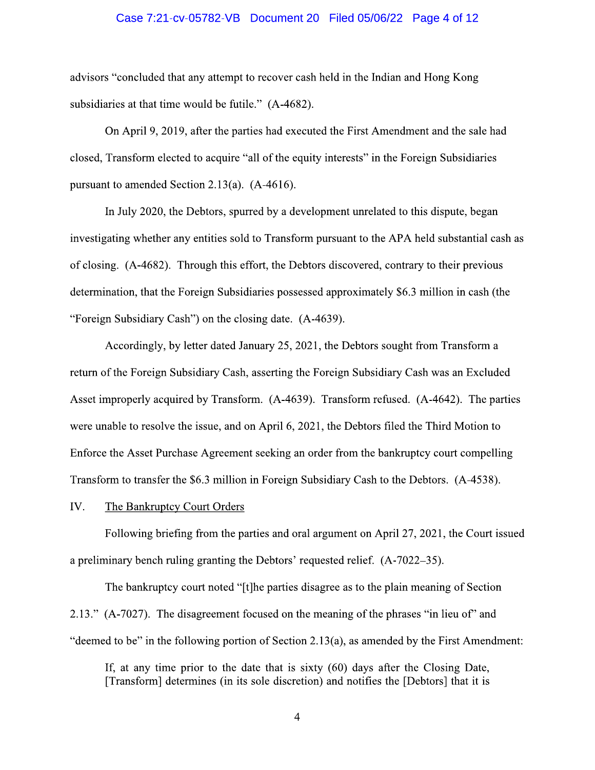advisors "concluded that any attempt to recover cash held in the Indian and Hong Kong subsidiaries at that time would be futile." (A-4682).

On April 9, 2019, after the parties had executed the First Amendment and the sale had closed, Transform elected to acquire "all of the equity interests" in the Foreign Subsidiaries pursuant to amended Section 2.13(a). (A-4616).

In July 2020, the Debtors, spurred by a development unrelated to this dispute, began investigating whether any entities sold to Transform pursuant to the APA held substantial cash as of closing. (A-4682). Through this effort, the Debtors discovered, contrary to their previous determination, that the Foreign Subsidiaries possessed approximately $6.3 million in cash (the "Foreign Subsidiary Cash") on the closing date. (A-4639).

Accordingly, by letter dated January 25, 2021, the Debtors sought from Transform a return of the Foreign Subsidiary Cash, asserting the Foreign Subsidiary Cash was an Excluded Asset improperly acquired by Transform. (A-4639). Transform refused. (A-4642). The parties were unable to resolve the issue, and on April 6, 2021, the Debtors filed the Third Motion to Enforce the Asset Purchase Agreement seeking an order from the bankruptcy court compelling Transform to transfer the $6.3 million in Foreign Subsidiary Cash to the Debtors. (A-4538).

## IV. The Bankruptcy Court Orders

Following briefing from the parties and oral argument on April 27, 2021, the Court issued a preliminary bench ruling granting the Debtors' requested relief. (A-7022–35).

The bankruptcy court noted "[t]he parties disagree as to the plain meaning of Section 2.13." (A-7027). The disagreement focused on the meaning of the phrases "in lieu of" and "deemed to be" in the following portion of Section 2.13(a), as amended by the First Amendment:

> If, at any time prior to the date that is sixty (60) days after the Closing Date, [Transform] determines (in its sole discretion) and notifies the [Debtors] that it is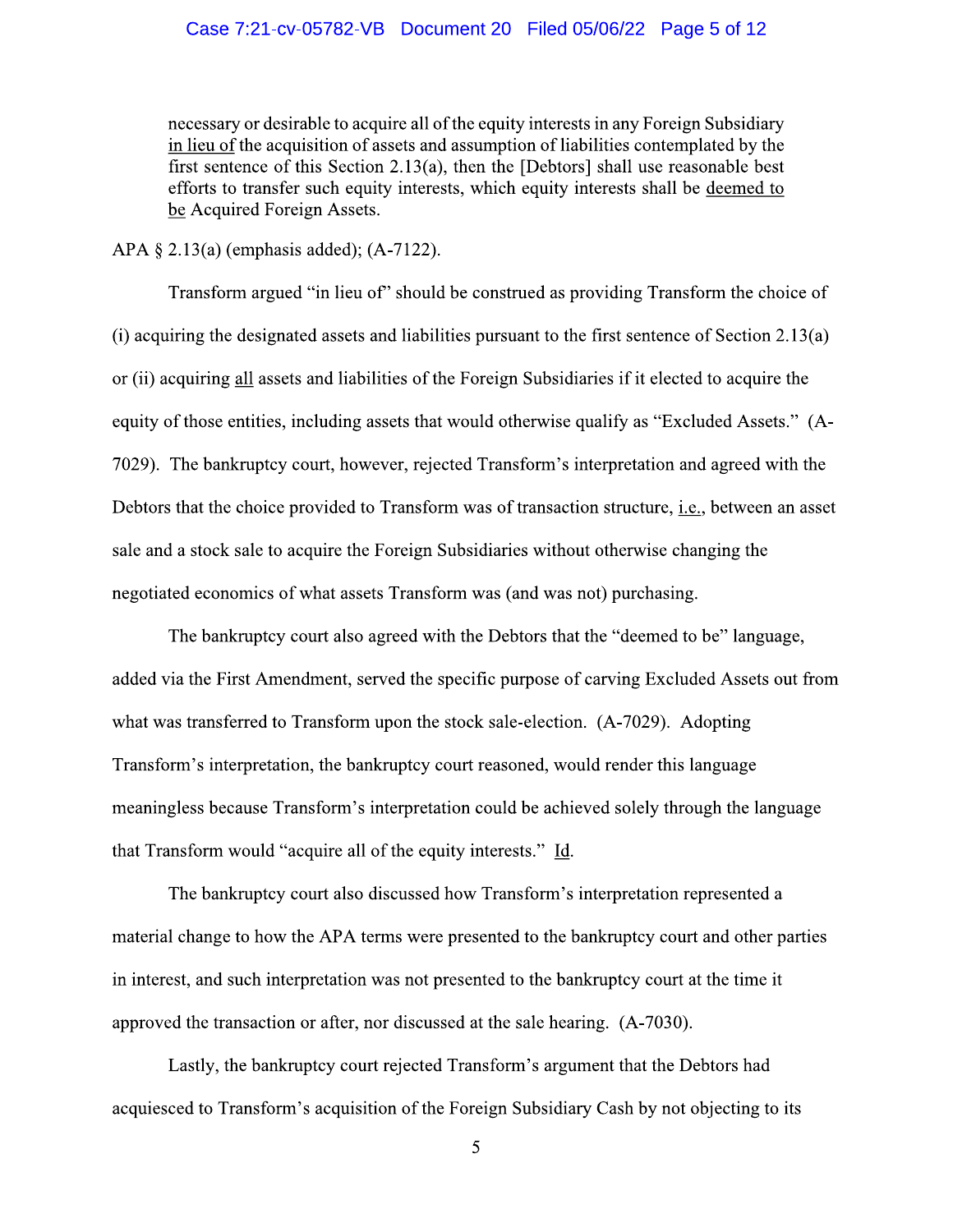> necessary or desirable to acquire all of the equity interests in any Foreign Subsidiary <u>in lieu of</u> the acquisition of assets and assumption of liabilities contemplated by the first sentence of this Section 2.13(a), then the [Debtors] shall use reasonable best efforts to transfer such equity interests, which equity interests shall be <u>deemed to be</u> Acquired Foreign Assets.

APA § 2.13(a) (emphasis added); (A-7122).

Transform argued "in lieu of" should be construed as providing Transform the choice of (i) acquiring the designated assets and liabilities pursuant to the first sentence of Section 2.13(a) or (ii) acquiring <u>all</u> assets and liabilities of the Foreign Subsidiaries if it elected to acquire the equity of those entities, including assets that would otherwise qualify as "Excluded Assets." (A-7029). The bankruptcy court, however, rejected Transform's interpretation and agreed with the Debtors that the choice provided to Transform was of transaction structure, <u>i.e.</u>, between an asset sale and a stock sale to acquire the Foreign Subsidiaries without otherwise changing the negotiated economics of what assets Transform was (and was not) purchasing.

The bankruptcy court also agreed with the Debtors that the "deemed to be" language, added via the First Amendment, served the specific purpose of carving Excluded Assets out from what was transferred to Transform upon the stock sale-election. (A-7029). Adopting Transform's interpretation, the bankruptcy court reasoned, would render this language meaningless because Transform's interpretation could be achieved solely through the language that Transform would "acquire all of the equity interests." <u>Id</u>.

The bankruptcy court also discussed how Transform's interpretation represented a material change to how the APA terms were presented to the bankruptcy court and other parties in interest, and such interpretation was not presented to the bankruptcy court at the time it approved the transaction or after, nor discussed at the sale hearing. (A-7030).

Lastly, the bankruptcy court rejected Transform's argument that the Debtors had acquiesced to Transform's acquisition of the Foreign Subsidiary Cash by not objecting to its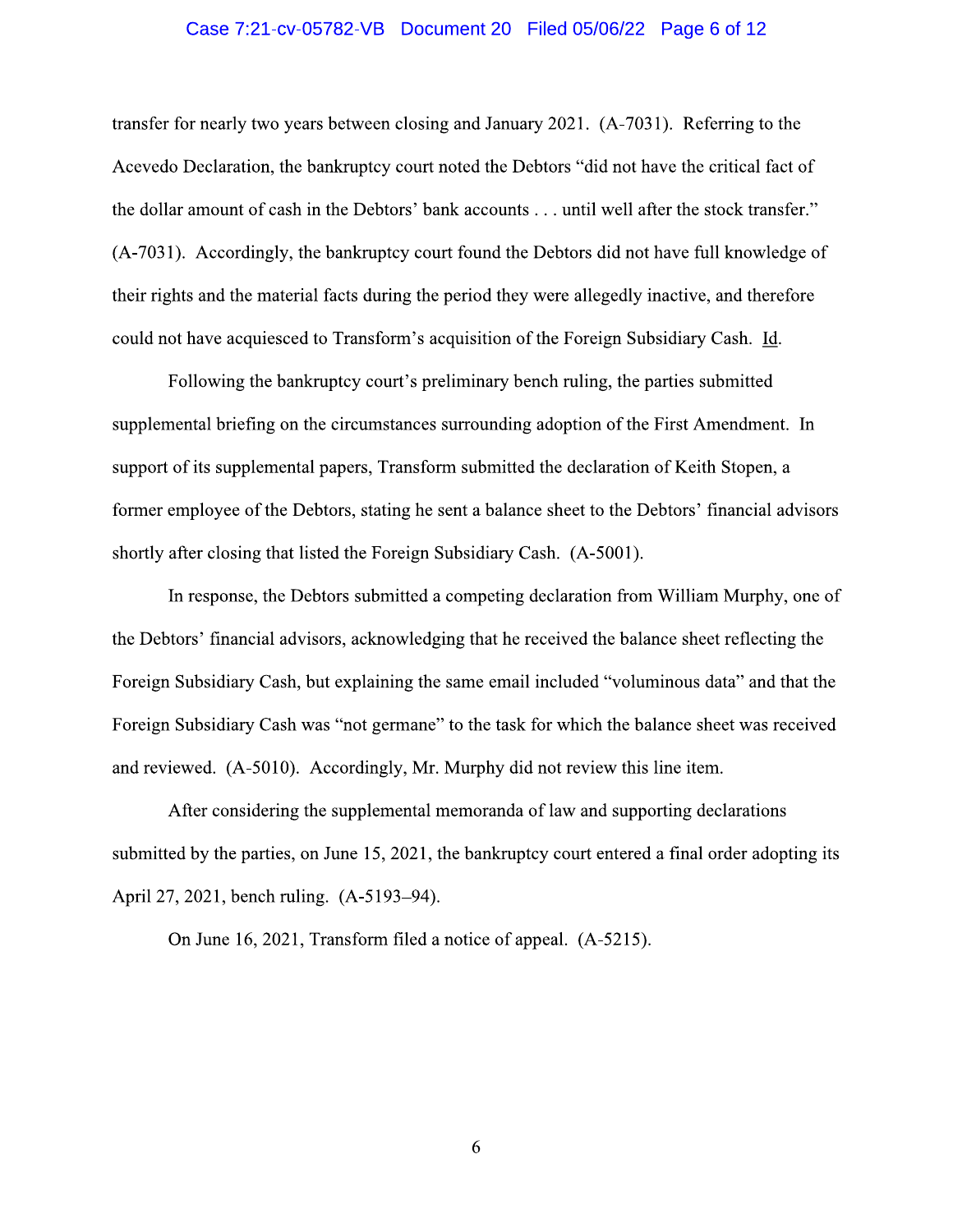transfer for nearly two years between closing and January 2021. (A-7031). Referring to the Acevedo Declaration, the bankruptcy court noted the Debtors "did not have the critical fact of the dollar amount of cash in the Debtors' bank accounts . . . until well after the stock transfer." (A-7031). Accordingly, the bankruptcy court found the Debtors did not have full knowledge of their rights and the material facts during the period they were allegedly inactive, and therefore could not have acquiesced to Transform's acquisition of the Foreign Subsidiary Cash. Id.

Following the bankruptcy court's preliminary bench ruling, the parties submitted supplemental briefing on the circumstances surrounding adoption of the First Amendment. In support of its supplemental papers, Transform submitted the declaration of Keith Stopen, a former employee of the Debtors, stating he sent a balance sheet to the Debtors' financial advisors shortly after closing that listed the Foreign Subsidiary Cash. (A-5001).

In response, the Debtors submitted a competing declaration from William Murphy, one of the Debtors' financial advisors, acknowledging that he received the balance sheet reflecting the Foreign Subsidiary Cash, but explaining the same email included "voluminous data" and that the Foreign Subsidiary Cash was "not germane" to the task for which the balance sheet was received and reviewed. (A-5010). Accordingly, Mr. Murphy did not review this line item.

After considering the supplemental memoranda of law and supporting declarations submitted by the parties, on June 15, 2021, the bankruptcy court entered a final order adopting its April 27, 2021, bench ruling. (A-5193–94).

On June 16, 2021, Transform filed a notice of appeal. (A-5215).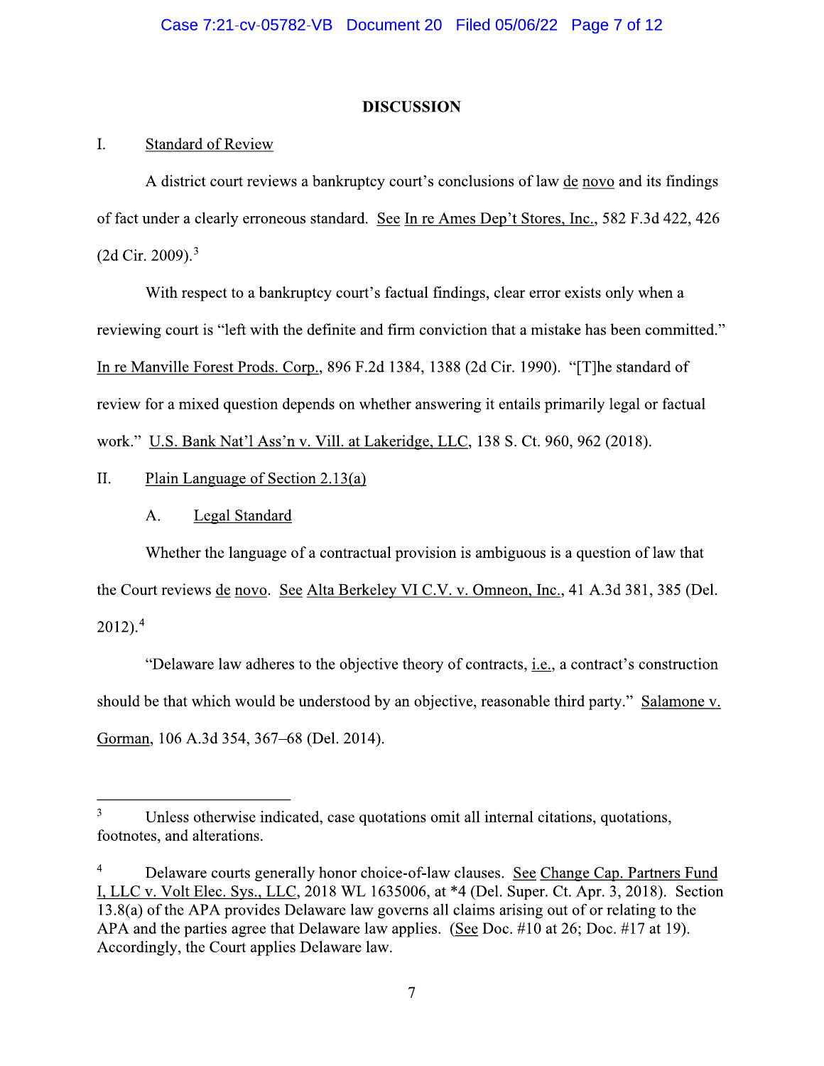## DISCUSSION

### I. Standard of Review

A district court reviews a bankruptcy court's conclusions of law de novo and its findings of fact under a clearly erroneous standard. See In re Ames Dep't Stores, Inc., 582 F.3d 422, 426 (2d Cir. 2009).[3]

With respect to a bankruptcy court's factual findings, clear error exists only when a reviewing court is "left with the definite and firm conviction that a mistake has been committed." In re Manville Forest Prods. Corp., 896 F.2d 1384, 1388 (2d Cir. 1990). "[T]he standard of review for a mixed question depends on whether answering it entails primarily legal or factual work." U.S. Bank Nat'l Ass'n v. Vill. at Lakeridge, LLC, 138 S. Ct. 960, 962 (2018).

### II. Plain Language of Section 2.13(a)

#### A. Legal Standard

Whether the language of a contractual provision is ambiguous is a question of law that the Court reviews de novo. See Alta Berkeley VI C.V. v. Omneon, Inc., 41 A.3d 381, 385 (Del. 2012).[4]

"Delaware law adheres to the objective theory of contracts, i.e., a contract's construction should be that which would be understood by an objective, reasonable third party." Salamone v. Gorman, 106 A.3d 354, 367–68 (Del. 2014).

---

[3] Unless otherwise indicated, case quotations omit all internal citations, quotations, footnotes, and alterations.

[4] Delaware courts generally honor choice-of-law clauses. See Change Cap. Partners Fund I, LLC v. Volt Elec. Sys., LLC, 2018 WL 1635006, at *4 (Del. Super. Ct. Apr. 3, 2018). Section 13.8(a) of the APA provides Delaware law governs all claims arising out of or relating to the APA and the parties agree that Delaware law applies. (See Doc. #10 at 26; Doc. #17 at 19). Accordingly, the Court applies Delaware law.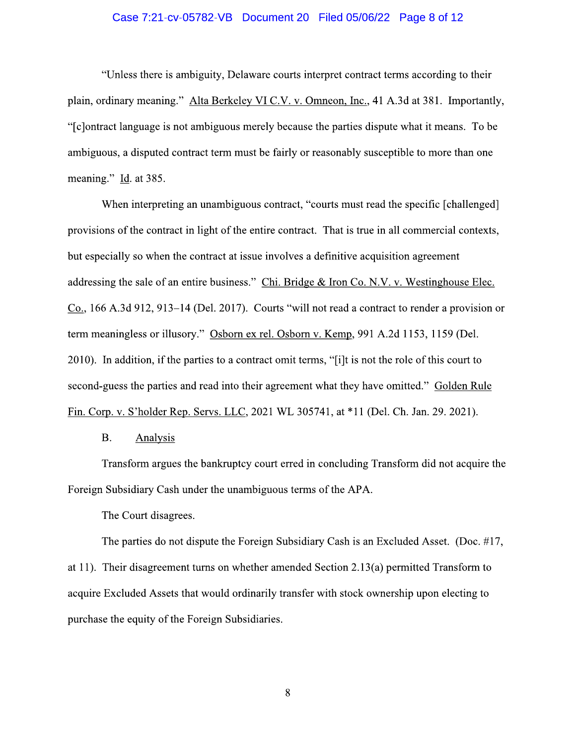"Unless there is ambiguity, Delaware courts interpret contract terms according to their plain, ordinary meaning." Alta Berkeley VI C.V. v. Omneon, Inc., 41 A.3d at 381. Importantly, "[c]ontract language is not ambiguous merely because the parties dispute what it means. To be ambiguous, a disputed contract term must be fairly or reasonably susceptible to more than one meaning." Id. at 385.

When interpreting an unambiguous contract, "courts must read the specific [challenged] provisions of the contract in light of the entire contract. That is true in all commercial contexts, but especially so when the contract at issue involves a definitive acquisition agreement addressing the sale of an entire business." Chi. Bridge & Iron Co. N.V. v. Westinghouse Elec. Co., 166 A.3d 912, 913–14 (Del. 2017). Courts "will not read a contract to render a provision or term meaningless or illusory." Osborn ex rel. Osborn v. Kemp, 991 A.2d 1153, 1159 (Del. 2010). In addition, if the parties to a contract omit terms, "[i]t is not the role of this court to second-guess the parties and read into their agreement what they have omitted." Golden Rule Fin. Corp. v. S'holder Rep. Servs. LLC, 2021 WL 305741, at *11 (Del. Ch. Jan. 29. 2021).

B. Analysis

Transform argues the bankruptcy court erred in concluding Transform did not acquire the Foreign Subsidiary Cash under the unambiguous terms of the APA.

The Court disagrees.

The parties do not dispute the Foreign Subsidiary Cash is an Excluded Asset. (Doc. #17, at 11). Their disagreement turns on whether amended Section 2.13(a) permitted Transform to acquire Excluded Assets that would ordinarily transfer with stock ownership upon electing to purchase the equity of the Foreign Subsidiaries.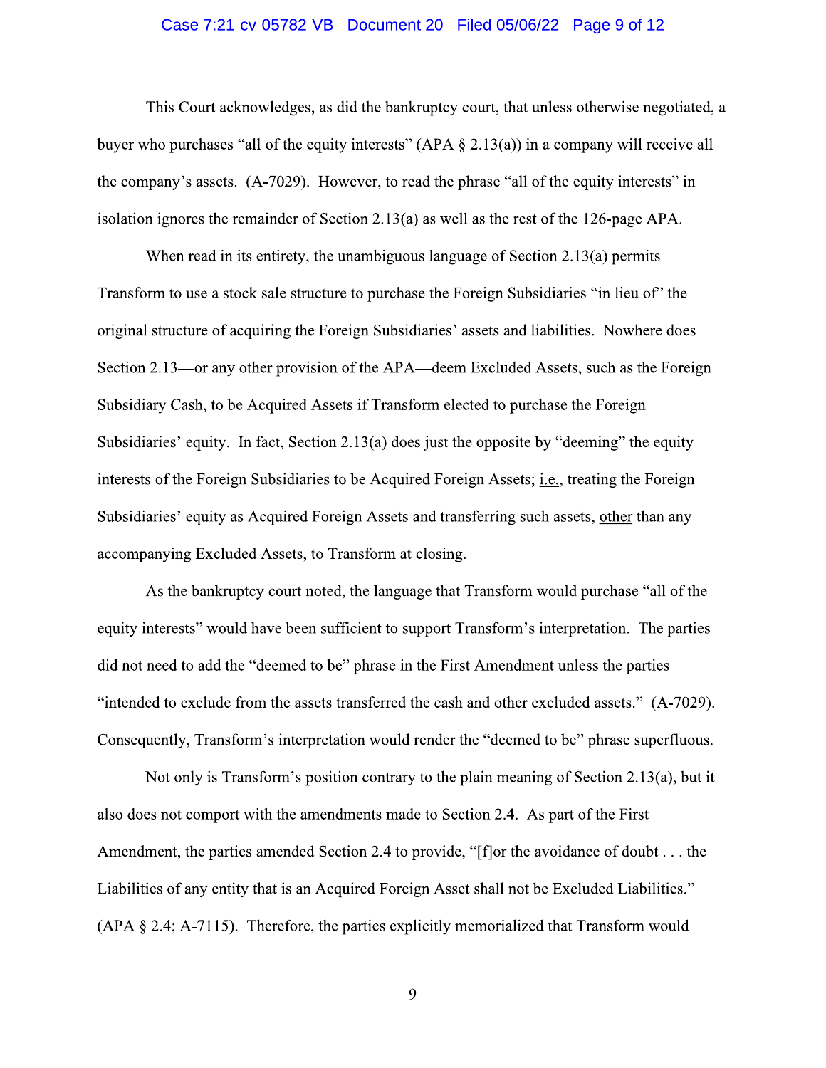This Court acknowledges, as did the bankruptcy court, that unless otherwise negotiated, a buyer who purchases "all of the equity interests" (APA § 2.13(a)) in a company will receive all the company's assets. (A-7029). However, to read the phrase "all of the equity interests" in isolation ignores the remainder of Section 2.13(a) as well as the rest of the 126-page APA.

When read in its entirety, the unambiguous language of Section 2.13(a) permits Transform to use a stock sale structure to purchase the Foreign Subsidiaries "in lieu of" the original structure of acquiring the Foreign Subsidiaries' assets and liabilities. Nowhere does Section 2.13—or any other provision of the APA—deem Excluded Assets, such as the Foreign Subsidiary Cash, to be Acquired Assets if Transform elected to purchase the Foreign Subsidiaries' equity. In fact, Section 2.13(a) does just the opposite by "deeming" the equity interests of the Foreign Subsidiaries to be Acquired Foreign Assets; i.e., treating the Foreign Subsidiaries' equity as Acquired Foreign Assets and transferring such assets, other than any accompanying Excluded Assets, to Transform at closing.

As the bankruptcy court noted, the language that Transform would purchase "all of the equity interests" would have been sufficient to support Transform's interpretation. The parties did not need to add the "deemed to be" phrase in the First Amendment unless the parties "intended to exclude from the assets transferred the cash and other excluded assets." (A-7029). Consequently, Transform's interpretation would render the "deemed to be" phrase superfluous.

Not only is Transform's position contrary to the plain meaning of Section 2.13(a), but it also does not comport with the amendments made to Section 2.4. As part of the First Amendment, the parties amended Section 2.4 to provide, "[f]or the avoidance of doubt . . . the Liabilities of any entity that is an Acquired Foreign Asset shall not be Excluded Liabilities." (APA § 2.4; A-7115). Therefore, the parties explicitly memorialized that Transform would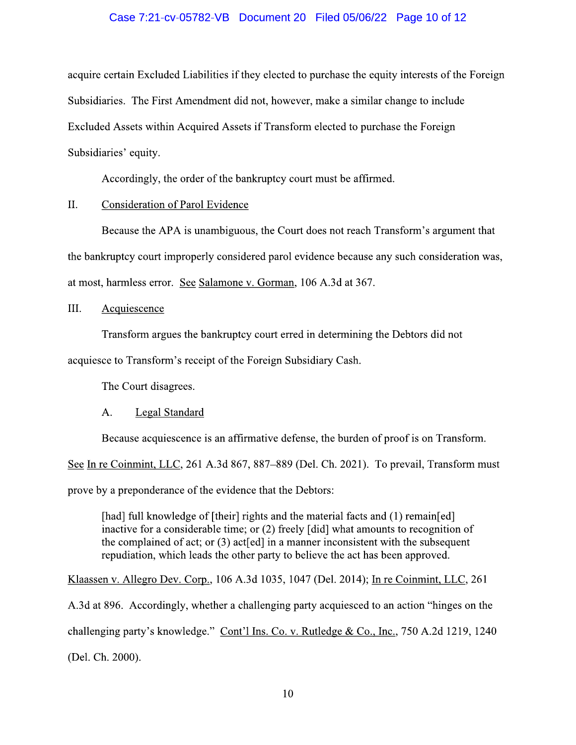acquire certain Excluded Liabilities if they elected to purchase the equity interests of the Foreign Subsidiaries. The First Amendment did not, however, make a similar change to include Excluded Assets within Acquired Assets if Transform elected to purchase the Foreign Subsidiaries' equity.

Accordingly, the order of the bankruptcy court must be affirmed.

## II. Consideration of Parol Evidence

Because the APA is unambiguous, the Court does not reach Transform's argument that the bankruptcy court improperly considered parol evidence because any such consideration was, at most, harmless error. See Salamone v. Gorman, 106 A.3d at 367.

## III. Acquiescence

Transform argues the bankruptcy court erred in determining the Debtors did not acquiesce to Transform's receipt of the Foreign Subsidiary Cash.

The Court disagrees.

### A. Legal Standard

Because acquiescence is an affirmative defense, the burden of proof is on Transform. See In re Coinmint, LLC, 261 A.3d 867, 887–889 (Del. Ch. 2021). To prevail, Transform must prove by a preponderance of the evidence that the Debtors:

> [had] full knowledge of [their] rights and the material facts and (1) remain[ed] inactive for a considerable time; or (2) freely [did] what amounts to recognition of the complained of act; or (3) act[ed] in a manner inconsistent with the subsequent repudiation, which leads the other party to believe the act has been approved.

Klaassen v. Allegro Dev. Corp., 106 A.3d 1035, 1047 (Del. 2014); In re Coinmint, LLC, 261 A.3d at 896. Accordingly, whether a challenging party acquiesced to an action "hinges on the challenging party's knowledge." Cont'l Ins. Co. v. Rutledge & Co., Inc., 750 A.2d 1219, 1240 (Del. Ch. 2000).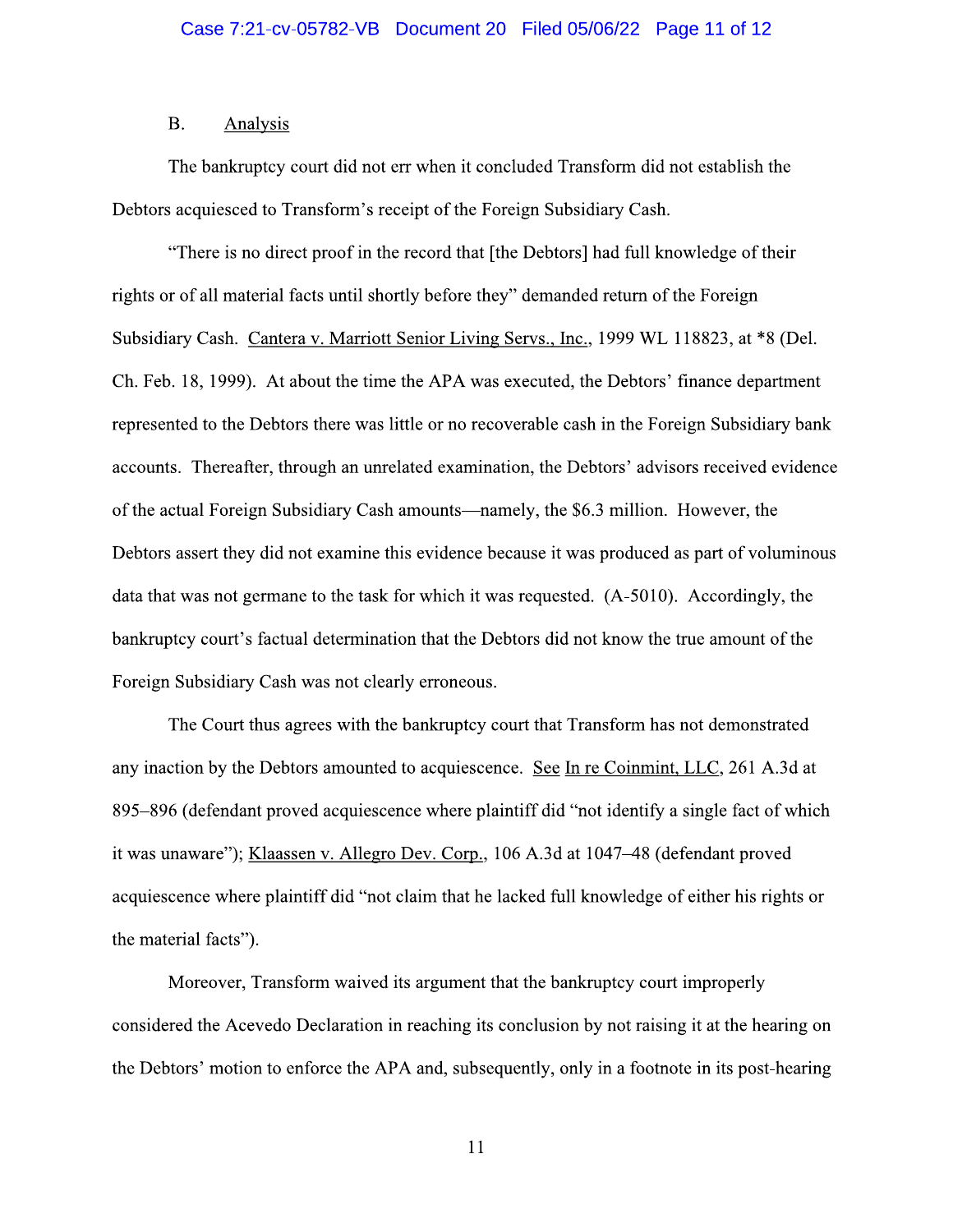B. Analysis

The bankruptcy court did not err when it concluded Transform did not establish the Debtors acquiesced to Transform's receipt of the Foreign Subsidiary Cash.

"There is no direct proof in the record that [the Debtors] had full knowledge of their rights or of all material facts until shortly before they" demanded return of the Foreign Subsidiary Cash. Cantera v. Marriott Senior Living Servs., Inc., 1999 WL 118823, at *8 (Del. Ch. Feb. 18, 1999). At about the time the APA was executed, the Debtors' finance department represented to the Debtors there was little or no recoverable cash in the Foreign Subsidiary bank accounts. Thereafter, through an unrelated examination, the Debtors' advisors received evidence of the actual Foreign Subsidiary Cash amounts—namely, the $6.3 million. However, the Debtors assert they did not examine this evidence because it was produced as part of voluminous data that was not germane to the task for which it was requested. (A-5010). Accordingly, the bankruptcy court's factual determination that the Debtors did not know the true amount of the Foreign Subsidiary Cash was not clearly erroneous.

The Court thus agrees with the bankruptcy court that Transform has not demonstrated any inaction by the Debtors amounted to acquiescence. See In re Coinmint, LLC, 261 A.3d at 895–896 (defendant proved acquiescence where plaintiff did "not identify a single fact of which it was unaware"); Klaassen v. Allegro Dev. Corp., 106 A.3d at 1047–48 (defendant proved acquiescence where plaintiff did "not claim that he lacked full knowledge of either his rights or the material facts").

Moreover, Transform waived its argument that the bankruptcy court improperly considered the Acevedo Declaration in reaching its conclusion by not raising it at the hearing on the Debtors' motion to enforce the APA and, subsequently, only in a footnote in its post-hearing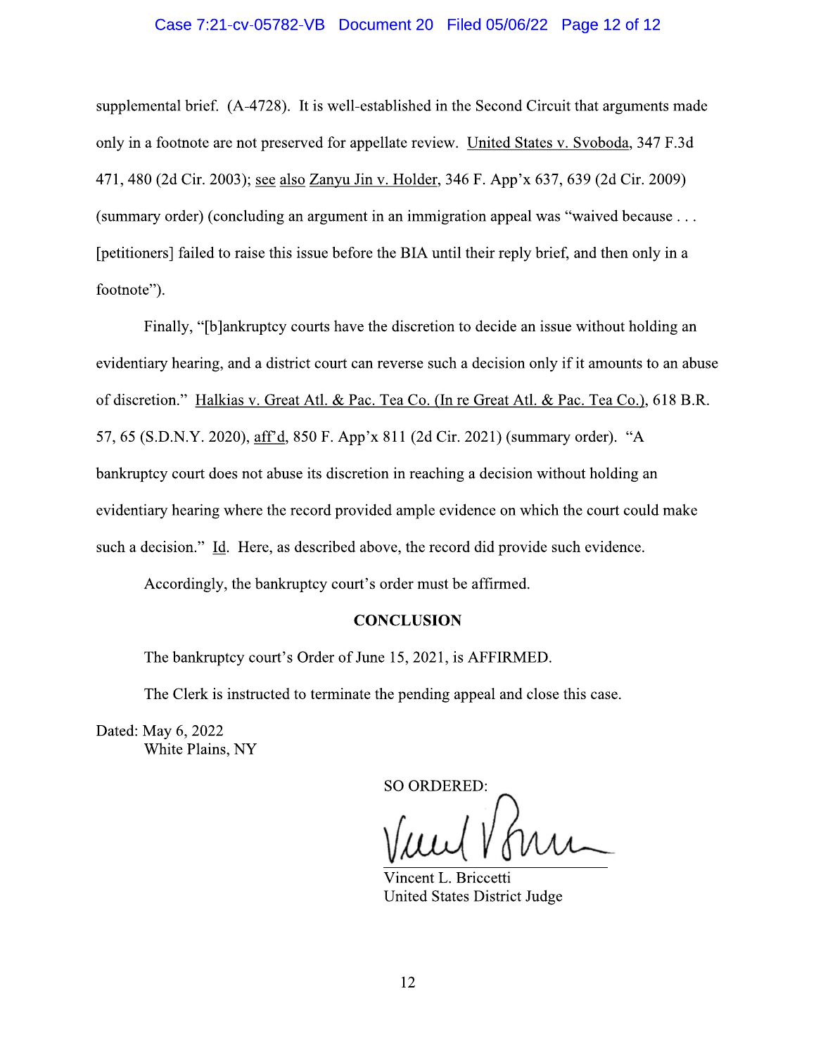supplemental brief. (A-4728). It is well-established in the Second Circuit that arguments made only in a footnote are not preserved for appellate review. United States v. Svoboda, 347 F.3d 471, 480 (2d Cir. 2003); see also Zanyu Jin v. Holder, 346 F. App'x 637, 639 (2d Cir. 2009) (summary order) (concluding an argument in an immigration appeal was "waived because . . . [petitioners] failed to raise this issue before the BIA until their reply brief, and then only in a footnote").

Finally, "[b]ankruptcy courts have the discretion to decide an issue without holding an evidentiary hearing, and a district court can reverse such a decision only if it amounts to an abuse of discretion." Halkias v. Great Atl. & Pac. Tea Co. (In re Great Atl. & Pac. Tea Co.), 618 B.R. 57, 65 (S.D.N.Y. 2020), aff'd, 850 F. App'x 811 (2d Cir. 2021) (summary order). "A bankruptcy court does not abuse its discretion in reaching a decision without holding an evidentiary hearing where the record provided ample evidence on which the court could make such a decision." Id. Here, as described above, the record did provide such evidence.

Accordingly, the bankruptcy court's order must be affirmed.

## CONCLUSION

The bankruptcy court's Order of June 15, 2021, is AFFIRMED.

The Clerk is instructed to terminate the pending appeal and close this case.

Dated: May 6, 2022
White Plains, NY

SO ORDERED:

Vincent L. Briccetti
United States District Judge